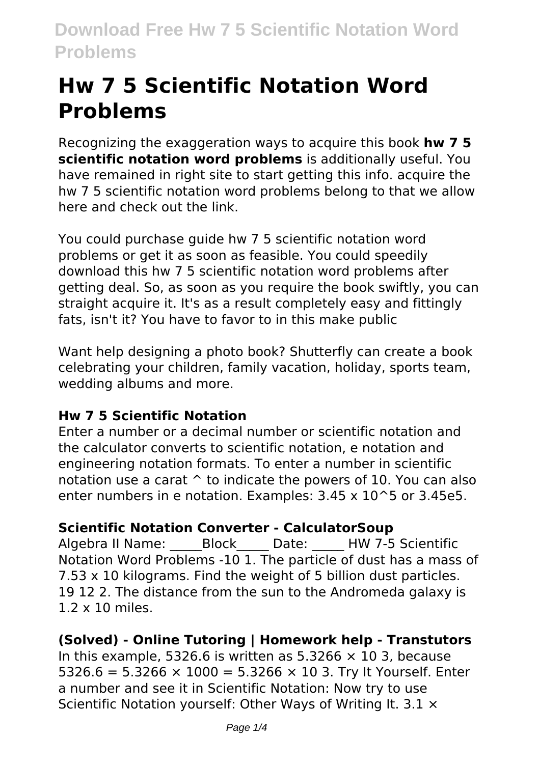# Hw 7 5 Scientific Notation Word Problems

Recognizing the exaggeration ways to acquire this book **hw 7 5 scientific notation word problems** is additionally useful. You have remained in right site to start getting this info. acquire the hw 7 5 scientific notation word problems belong to that we allow here and check out the link.

You could purchase guide hw 7 5 scientific notation word problems or get it as soon as feasible. You could speedily download this hw 7 5 scientific notation word problems after getting deal. So, as soon as you require the book swiftly, you can straight acquire it. It's as a result completely easy and fittingly fats, isn't it? You have to favor to in this make public

Want help designing a photo book? Shutterfly can create a book celebrating your children, family vacation, holiday, sports team, wedding albums and more.

### Hw 7 5 Scientific Notation

Enter a number or a decimal number or scientific notation and the calculator converts to scientific notation, e notation and engineering notation formats. To enter a number in scientific notation use a carat ^ to indicate the powers of 10. You can also enter numbers in e notation. Examples: 3.45 x 10^5 or 3.45e5.

### Scientific Notation Converter - CalculatorSoup

Algebra II Name: _____Block_____ Date: _____ HW 7-5 Scientific Notation Word Problems -10 1. The particle of dust has a mass of 7.53 x 10 kilograms. Find the weight of 5 billion dust particles. 19 12 2. The distance from the sun to the Andromeda galaxy is 1.2 x 10 miles.

### (Solved) - Online Tutoring | Homework help - Transtutors

In this example, 5326.6 is written as $5.3266 \times 10^3$, because $5326.6 = 5.3266 \times 1000 = 5.3266 \times 10^3$. Try It Yourself. Enter a number and see it in Scientific Notation: Now try to use Scientific Notation yourself: Other Ways of Writing It. 3.1 ×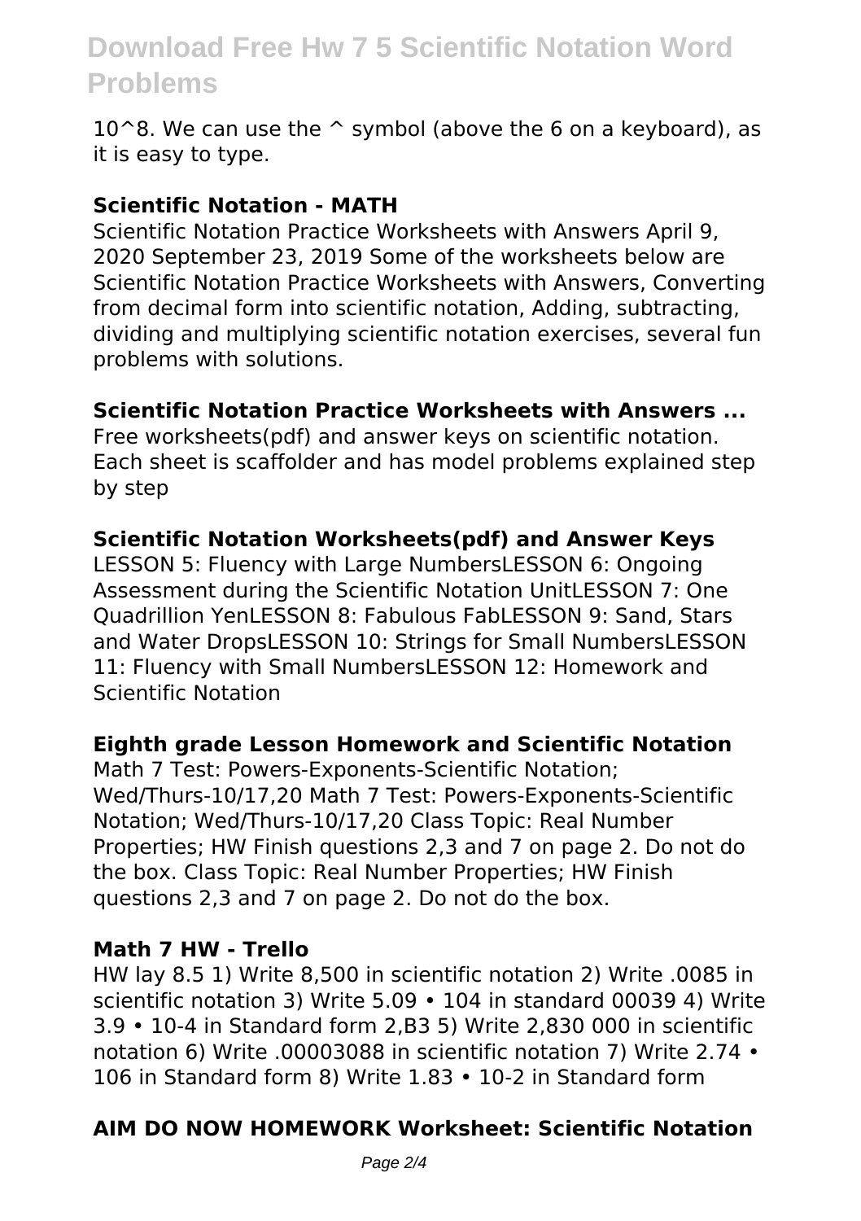$10^8$. We can use the ^ symbol (above the 6 on a keyboard), as it is easy to type.

**Scientific Notation - MATH**

Scientific Notation Practice Worksheets with Answers April 9, 2020 September 23, 2019 Some of the worksheets below are Scientific Notation Practice Worksheets with Answers, Converting from decimal form into scientific notation, Adding, subtracting, dividing and multiplying scientific notation exercises, several fun problems with solutions.

**Scientific Notation Practice Worksheets with Answers ...**

Free worksheets(pdf) and answer keys on scientific notation. Each sheet is scaffolder and has model problems explained step by step

**Scientific Notation Worksheets(pdf) and Answer Keys**

LESSON 5: Fluency with Large NumbersLESSON 6: Ongoing Assessment during the Scientific Notation UnitLESSON 7: One Quadrillion YenLESSON 8: Fabulous FabLESSON 9: Sand, Stars and Water DropsLESSON 10: Strings for Small NumbersLESSON 11: Fluency with Small NumbersLESSON 12: Homework and Scientific Notation

**Eighth grade Lesson Homework and Scientific Notation**

Math 7 Test: Powers-Exponents-Scientific Notation; Wed/Thurs-10/17,20 Math 7 Test: Powers-Exponents-Scientific Notation; Wed/Thurs-10/17,20 Class Topic: Real Number Properties; HW Finish questions 2,3 and 7 on page 2. Do not do the box. Class Topic: Real Number Properties; HW Finish questions 2,3 and 7 on page 2. Do not do the box.

**Math 7 HW - Trello**

HW lay 8.5 1) Write 8,500 in scientific notation 2) Write .0085 in scientific notation 3) Write 5.09 • 104 in standard 00039 4) Write 3.9 • 10-4 in Standard form 2,B3 5) Write 2,830 000 in scientific notation 6) Write .00003088 in scientific notation 7) Write 2.74 • 106 in Standard form 8) Write 1.83 • 10-2 in Standard form

**AIM DO NOW HOMEWORK Worksheet: Scientific Notation**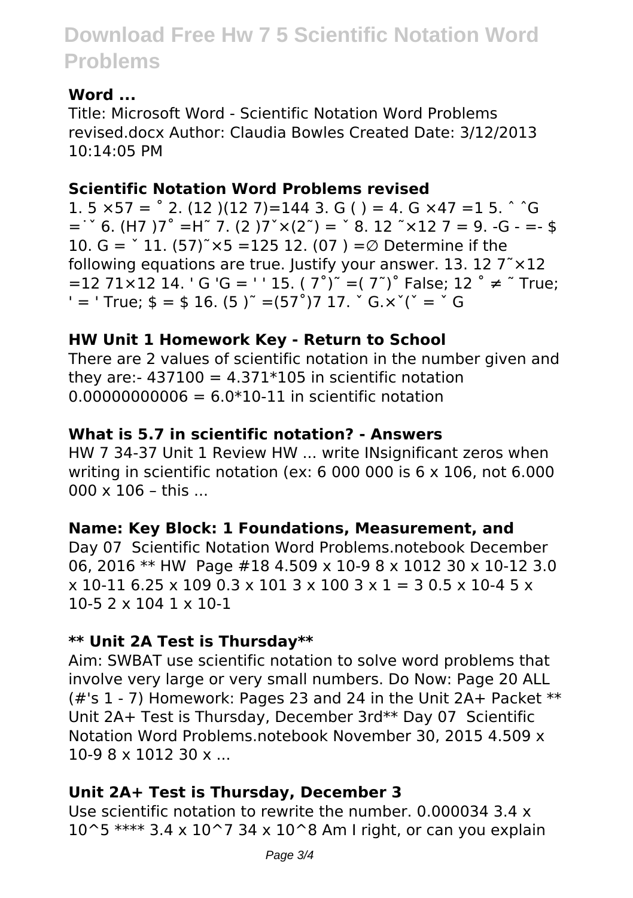**Word ...**

Title: Microsoft Word - Scientific Notation Word Problems revised.docx Author: Claudia Bowles Created Date: 3/12/2013 10:14:05 PM

**Scientific Notation Word Problems revised**

1. 5 ×57 = ˚ 2. (12 )(12 7)=144 3. G ( ) = 4. G ×47 =1 5. ˆ ˆG =˙ˇ 6. (H7 )7˚ =H˜ 7. (2 )7ˇ×(2˜) = ˇ 8. 12 ˜×12 7 = 9. -G - =- $ 10. G = ˇ 11. (57)˜×5 =125 12. (07 ) =∅ Determine if the following equations are true. Justify your answer. 13. 12 7˜×12 =12 71×12 14. ' G 'G = ' ' 15. ( 7˚)˜ =( 7˜)˚ False; 12 ˚ ≠ ˜ True; ' = ' True; $ = $ 16. (5 )˜ =(57˚)7 17. ˇ G.×ˇ(ˇ = ˇ G

**HW Unit 1 Homework Key - Return to School**

There are 2 values of scientific notation in the number given and they are:- 437100 = 4.371*105 in scientific notation 0.00000000006 = 6.0*10-11 in scientific notation

**What is 5.7 in scientific notation? - Answers**

HW 7 34-37 Unit 1 Review HW ... write INsignificant zeros when writing in scientific notation (ex: 6 000 000 is 6 x 106, not 6.000 000 x 106 – this ...

**Name: Key Block: 1 Foundations, Measurement, and**

Day 07 Scientific Notation Word Problems.notebook December 06, 2016 ** HW Page #18 4.509 x 10-9 8 x 1012 30 x 10-12 3.0 x 10-11 6.25 x 109 0.3 x 101 3 x 100 3 x 1 = 3 0.5 x 10-4 5 x 10-5 2 x 104 1 x 10-1

**** Unit 2A Test is Thursday****

Aim: SWBAT use scientific notation to solve word problems that involve very large or very small numbers. Do Now: Page 20 ALL (#'s 1 - 7) Homework: Pages 23 and 24 in the Unit 2A+ Packet ** Unit 2A+ Test is Thursday, December 3rd** Day 07 Scientific Notation Word Problems.notebook November 30, 2015 4.509 x 10-9 8 x 1012 30 x ...

**Unit 2A+ Test is Thursday, December 3**

Use scientific notation to rewrite the number. 0.000034 3.4 x 10^5 **** 3.4 x 10^7 34 x 10^8 Am I right, or can you explain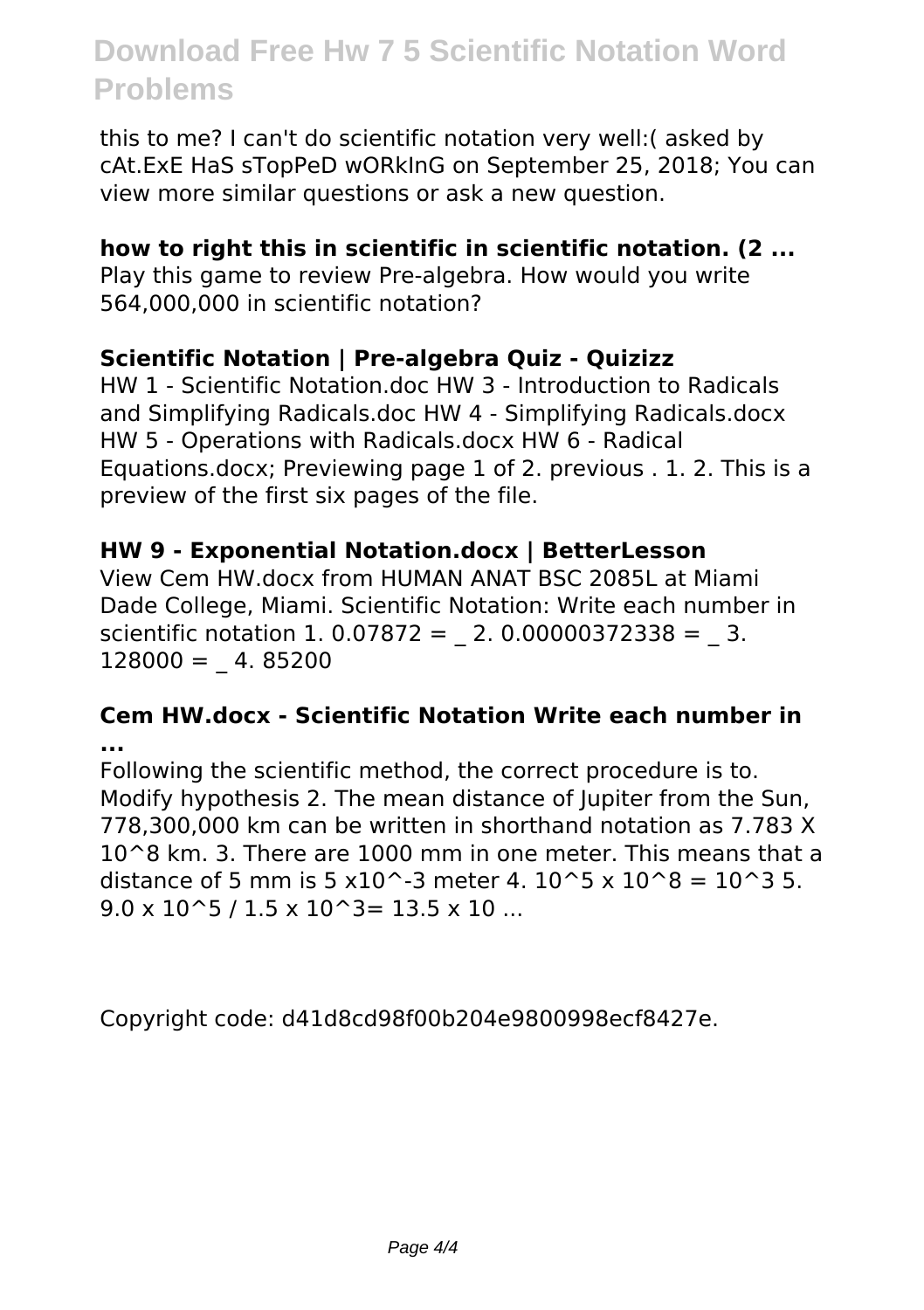this to me? I can't do scientific notation very well:( asked by cAt.ExE HaS sTopPeD wORkInG on September 25, 2018; You can view more similar questions or ask a new question.

**how to right this in scientific in scientific notation. (2 ...**

Play this game to review Pre-algebra. How would you write 564,000,000 in scientific notation?

**Scientific Notation | Pre-algebra Quiz - Quizizz**

HW 1 - Scientific Notation.doc HW 3 - Introduction to Radicals and Simplifying Radicals.doc HW 4 - Simplifying Radicals.docx HW 5 - Operations with Radicals.docx HW 6 - Radical Equations.docx; Previewing page 1 of 2. previous . 1. 2. This is a preview of the first six pages of the file.

**HW 9 - Exponential Notation.docx | BetterLesson**

View Cem HW.docx from HUMAN ANAT BSC 2085L at Miami Dade College, Miami. Scientific Notation: Write each number in scientific notation 1. 0.07872 = _ 2. 0.00000372338 = _ 3. 128000 = _ 4. 85200

**Cem HW.docx - Scientific Notation Write each number in ...**

Following the scientific method, the correct procedure is to. Modify hypothesis 2. The mean distance of Jupiter from the Sun, 778,300,000 km can be written in shorthand notation as $7.783 \times 10^8$ km. 3. There are 1000 mm in one meter. This means that a distance of 5 mm is $5 \times 10^{-3}$ meter 4. $10^5 \times 10^8 = 10^3$ 5. $9.0 \times 10^5 / 1.5 \times 10^3 = 13.5 \times 10$ ...

Copyright code: d41d8cd98f00b204e9800998ecf8427e.